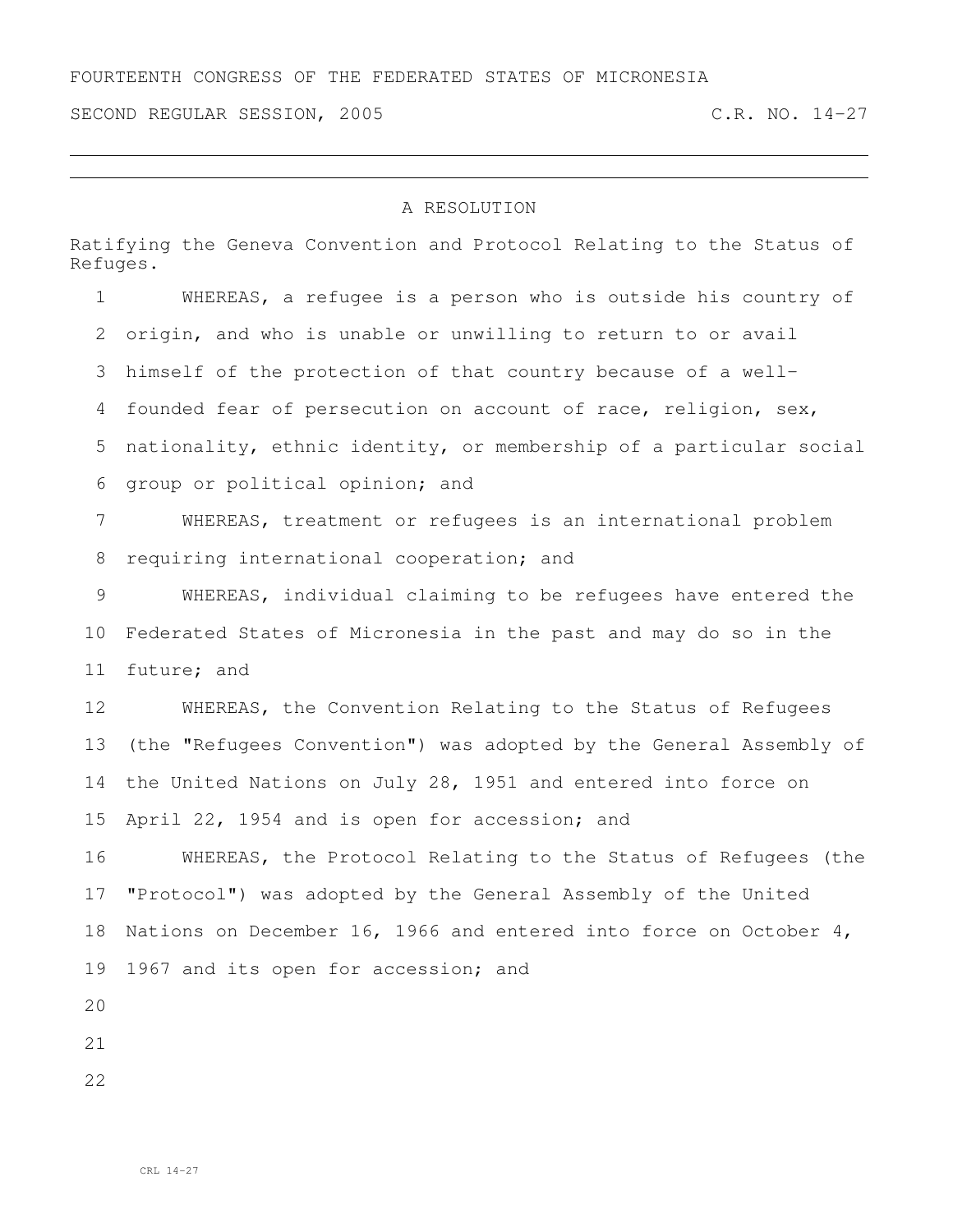FOURTEENTH CONGRESS OF THE FEDERATED STATES OF MICRONESIA

SECOND REGULAR SESSION, 2005 C.R. NO. 14-27

# A RESOLUTION

Ratifying the Geneva Convention and Protocol Relating to the Status of Refugees.

WHEREAS, a refugee is a person who is outside his country of origin, and who is unable or unwilling to return to or avail himself of the protection of that country because of a well-founded fear of persecution on account of race, religion, sex, nationality, ethnic identity, or membership of a particular social group or political opinion; and

WHEREAS, treatment or refugees is an international problem requiring international cooperation; and

WHEREAS, individual claiming to be refugees have entered the Federated States of Micronesia in the past and may do so in the future; and

WHEREAS, the Convention Relating to the Status of Refugees (the "Refugees Convention") was adopted by the General Assembly of the United Nations on July 28, 1951 and entered into force on April 22, 1954 and is open for accession; and

WHEREAS, the Protocol Relating to the Status of Refugees (the "Protocol") was adopted by the General Assembly of the United Nations on December 16, 1966 and entered into force on October 4, 1967 and its open for accession; and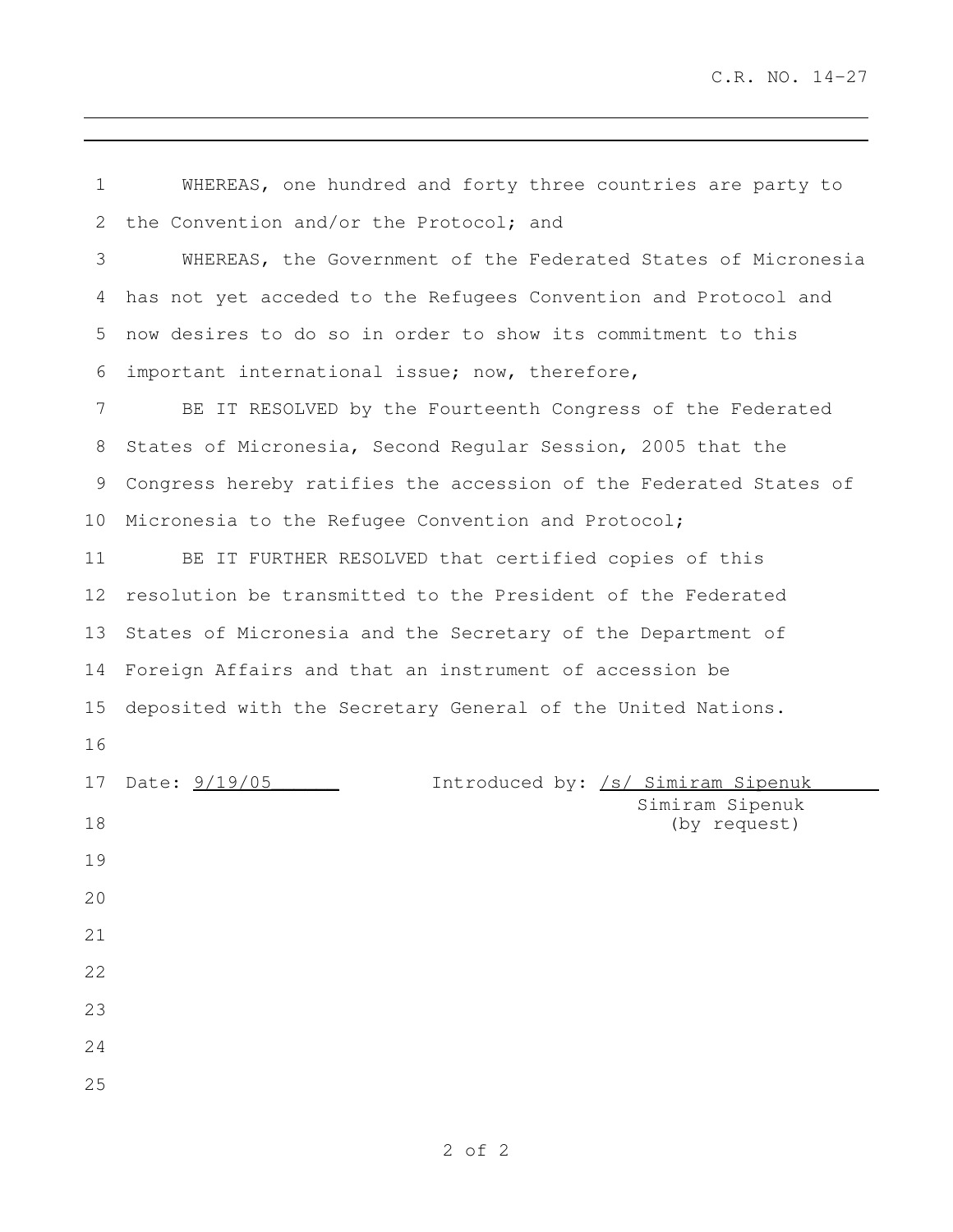WHEREAS, one hundred and forty three countries are party to the Convention and/or the Protocol; and

WHEREAS, the Government of the Federated States of Micronesia has not yet acceded to the Refugees Convention and Protocol and now desires to do so in order to show its commitment to this important international issue; now, therefore,

BE IT RESOLVED by the Fourteenth Congress of the Federated States of Micronesia, Second Regular Session, 2005 that the Congress hereby ratifies the accession of the Federated States of Micronesia to the Refugee Convention and Protocol;

BE IT FURTHER RESOLVED that certified copies of this resolution be transmitted to the President of the Federated States of Micronesia and the Secretary of the Department of Foreign Affairs and that an instrument of accession be deposited with the Secretary General of the United Nations.

Date: 9/19/05

Introduced by: /s/ Simiram Sipenuk
Simiram Sipenuk
(by request)